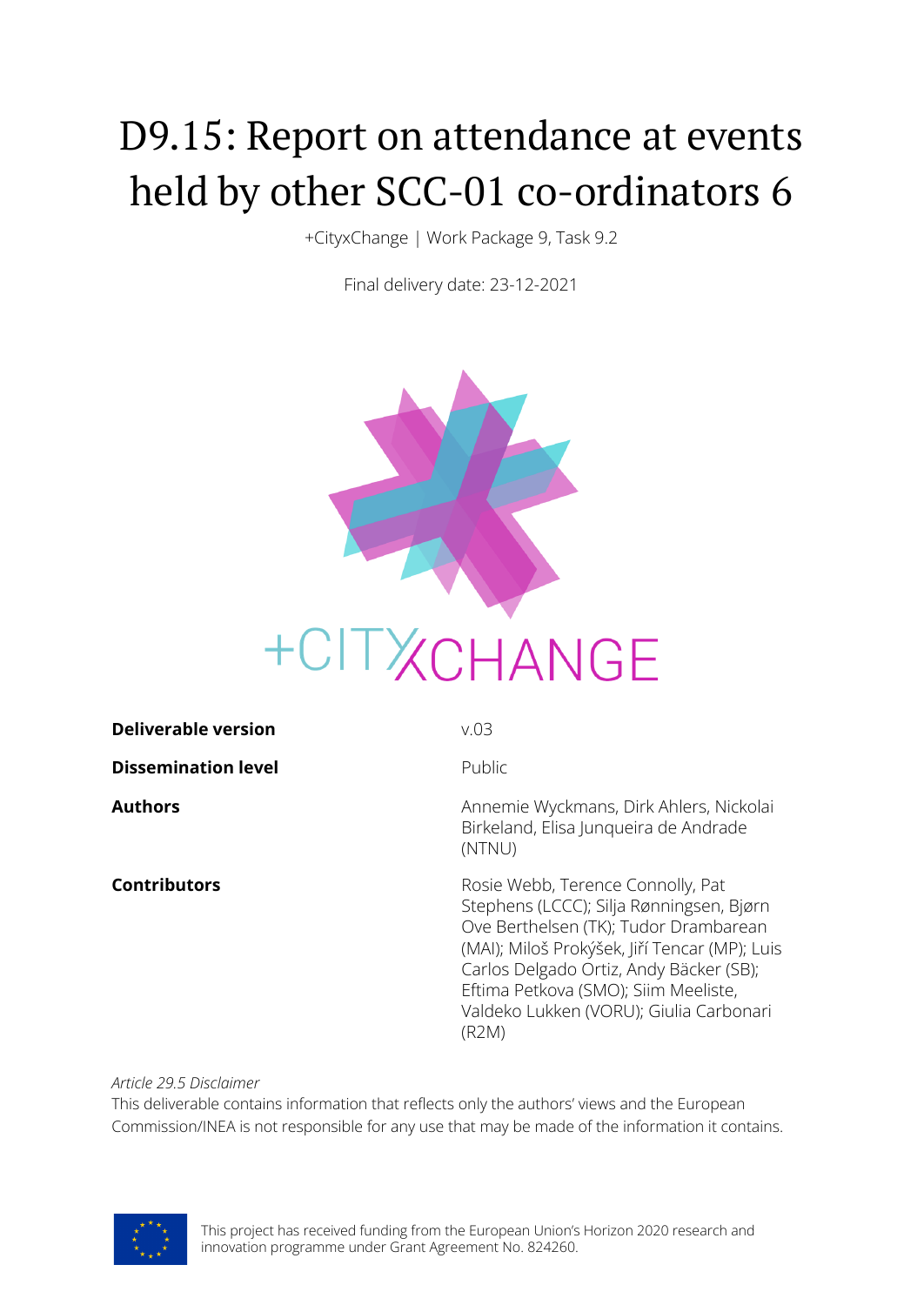# D9.15: Report on attendance at events held by other SCC-01 co-ordinators 6

+CityxChange | Work Package 9, Task 9.2

Final delivery date: 23-12-2021

+CITYXCHANGE

| | |
|---|---|
| **Deliverable version** | v.03 |
| **Dissemination level** | Public |
| **Authors** | Annemie Wyckmans, Dirk Ahlers, Nickolai Birkeland, Elisa Junqueira de Andrade (NTNU) |
| **Contributors** | Rosie Webb, Terence Connolly, Pat Stephens (LCCC); Silja Rønningsen, Bjørn Ove Berthelsen (TK); Tudor Drambarean (MAI); Miloš Prokýšek, Jiří Tencar (MP); Luis Carlos Delgado Ortiz, Andy Bäcker (SB); Eftima Petkova (SMO); Siim Meeliste, Valdeko Lukken (VORU); Giulia Carbonari (R2M) |

*Article 29.5 Disclaimer*

This deliverable contains information that reflects only the authors' views and the European Commission/INEA is not responsible for any use that may be made of the information it contains.

This project has received funding from the European Union's Horizon 2020 research and innovation programme under Grant Agreement No. 824260.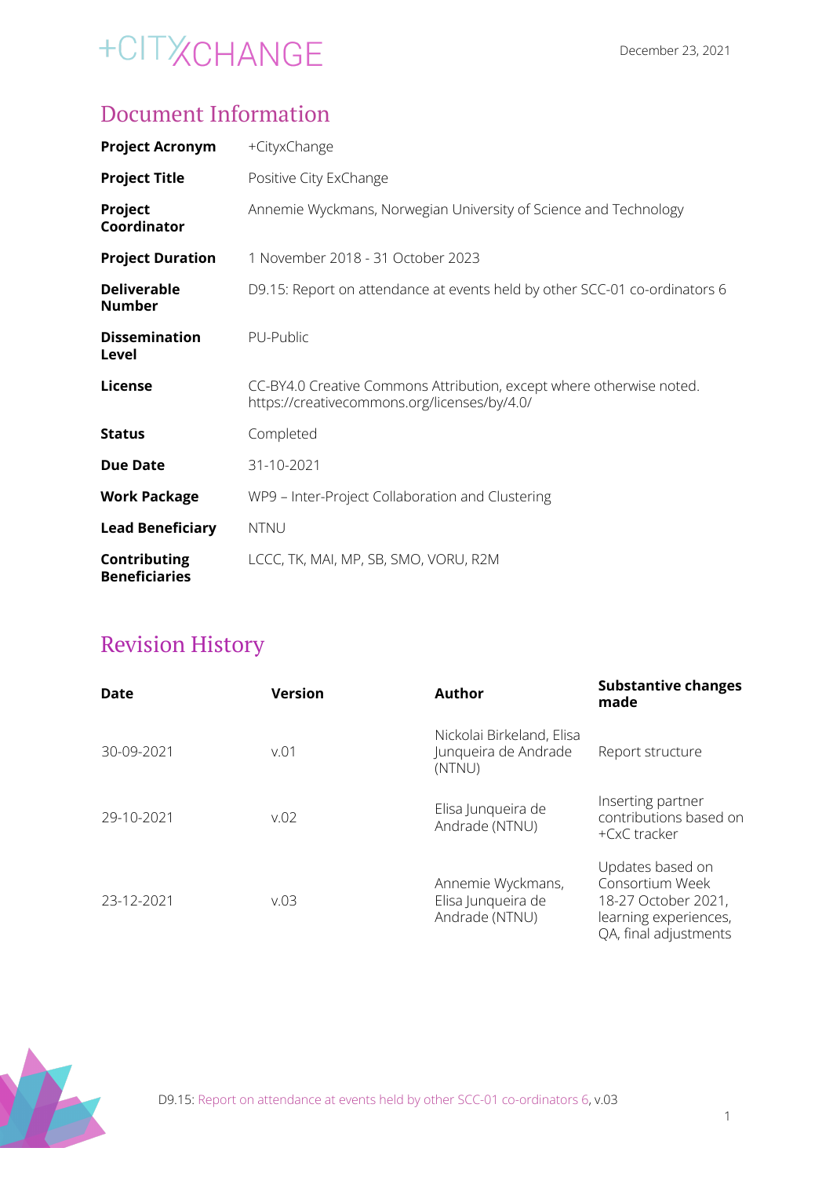# Document Information

| | |
|---|---|
| **Project Acronym** | +CityxChange |
| **Project Title** | Positive City ExChange |
| **Project Coordinator** | Annemie Wyckmans, Norwegian University of Science and Technology |
| **Project Duration** | 1 November 2018 - 31 October 2023 |
| **Deliverable Number** | D9.15: Report on attendance at events held by other SCC-01 co-ordinators 6 |
| **Dissemination Level** | PU-Public |
| **License** | CC-BY4.0 Creative Commons Attribution, except where otherwise noted. https://creativecommons.org/licenses/by/4.0/ |
| **Status** | Completed |
| **Due Date** | 31-10-2021 |
| **Work Package** | WP9 – Inter-Project Collaboration and Clustering |
| **Lead Beneficiary** | NTNU |
| **Contributing Beneficiaries** | LCCC, TK, MAI, MP, SB, SMO, VORU, R2M |

# Revision History

| Date | Version | Author | Substantive changes made |
|---|---|---|---|
| 30-09-2021 | v.01 | Nickolai Birkeland, Elisa Junqueira de Andrade (NTNU) | Report structure |
| 29-10-2021 | v.02 | Elisa Junqueira de Andrade (NTNU) | Inserting partner contributions based on +CxC tracker |
| 23-12-2021 | v.03 | Annemie Wyckmans, Elisa Junqueira de Andrade (NTNU) | Updates based on Consortium Week 18-27 October 2021, learning experiences, QA, final adjustments |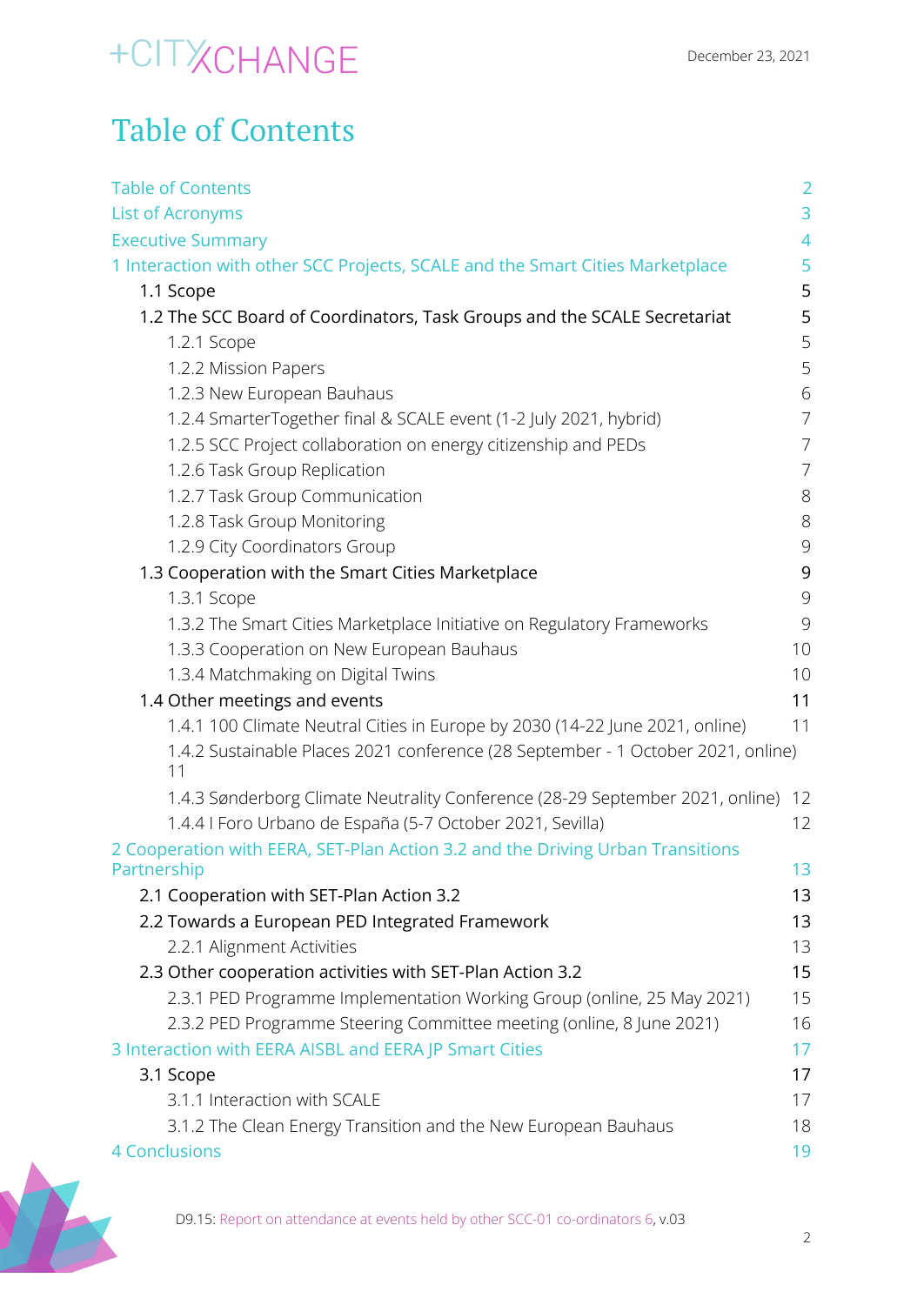# Table of Contents

- Table of Contents 2
- List of Acronyms 3
- Executive Summary 4
- 1 Interaction with other SCC Projects, SCALE and the Smart Cities Marketplace 5
  - 1.1 Scope 5
  - 1.2 The SCC Board of Coordinators, Task Groups and the SCALE Secretariat 5
    - 1.2.1 Scope 5
    - 1.2.2 Mission Papers 5
    - 1.2.3 New European Bauhaus 6
    - 1.2.4 SmarterTogether final & SCALE event (1-2 July 2021, hybrid) 7
    - 1.2.5 SCC Project collaboration on energy citizenship and PEDs 7
    - 1.2.6 Task Group Replication 7
    - 1.2.7 Task Group Communication 8
    - 1.2.8 Task Group Monitoring 8
    - 1.2.9 City Coordinators Group 9
  - 1.3 Cooperation with the Smart Cities Marketplace 9
    - 1.3.1 Scope 9
    - 1.3.2 The Smart Cities Marketplace Initiative on Regulatory Frameworks 9
    - 1.3.3 Cooperation on New European Bauhaus 10
    - 1.3.4 Matchmaking on Digital Twins 10
  - 1.4 Other meetings and events 11
    - 1.4.1 100 Climate Neutral Cities in Europe by 2030 (14-22 June 2021, online) 11
    - 1.4.2 Sustainable Places 2021 conference (28 September - 1 October 2021, online) 11
    - 1.4.3 Sønderborg Climate Neutrality Conference (28-29 September 2021, online) 12
    - 1.4.4 I Foro Urbano de España (5-7 October 2021, Sevilla) 12
- 2 Cooperation with EERA, SET-Plan Action 3.2 and the Driving Urban Transitions Partnership 13
  - 2.1 Cooperation with SET-Plan Action 3.2 13
  - 2.2 Towards a European PED Integrated Framework 13
    - 2.2.1 Alignment Activities 13
  - 2.3 Other cooperation activities with SET-Plan Action 3.2 15
    - 2.3.1 PED Programme Implementation Working Group (online, 25 May 2021) 15
    - 2.3.2 PED Programme Steering Committee meeting (online, 8 June 2021) 16
- 3 Interaction with EERA AISBL and EERA JP Smart Cities 17
  - 3.1 Scope 17
    - 3.1.1 Interaction with SCALE 17
    - 3.1.2 The Clean Energy Transition and the New European Bauhaus 18
- 4 Conclusions 19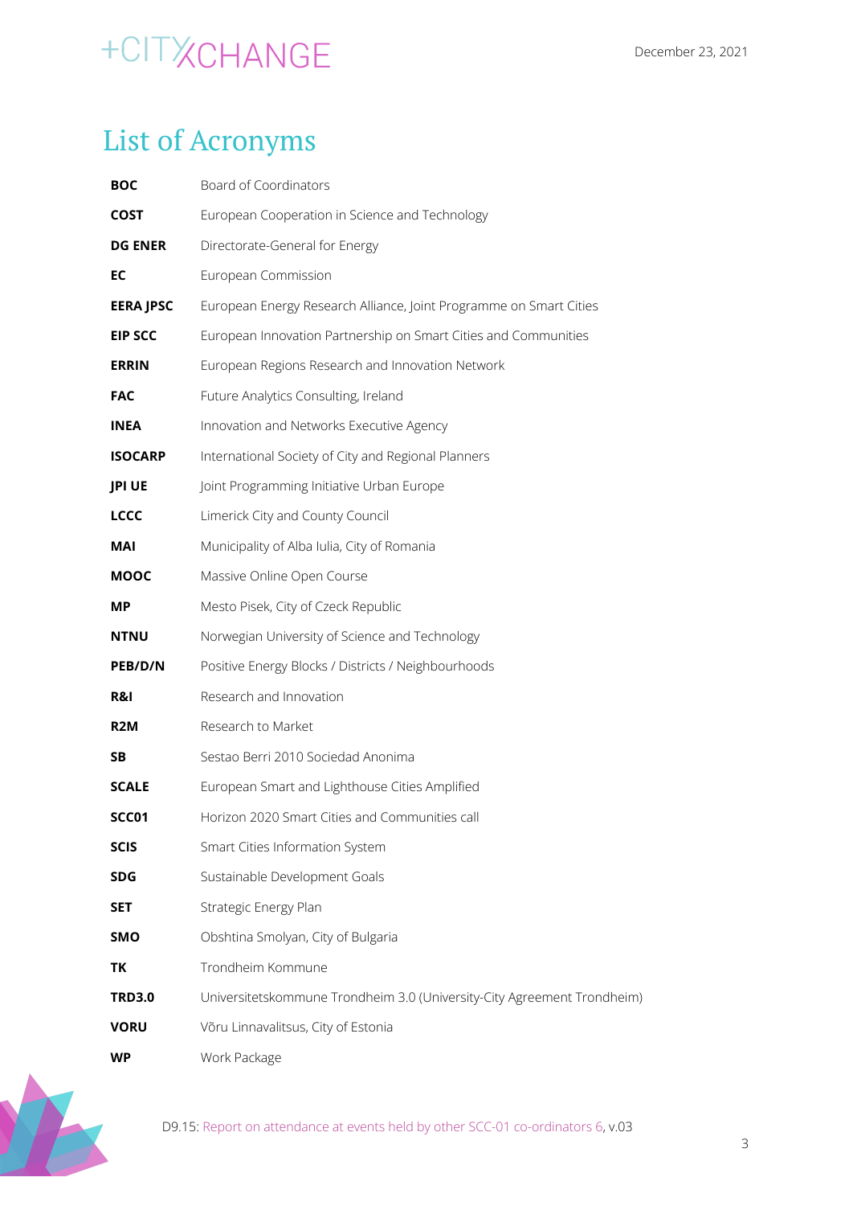# List of Acronyms

| | |
|---|---|
| **BOC** | Board of Coordinators |
| **COST** | European Cooperation in Science and Technology |
| **DG ENER** | Directorate-General for Energy |
| **EC** | European Commission |
| **EERA JPSC** | European Energy Research Alliance, Joint Programme on Smart Cities |
| **EIP SCC** | European Innovation Partnership on Smart Cities and Communities |
| **ERRIN** | European Regions Research and Innovation Network |
| **FAC** | Future Analytics Consulting, Ireland |
| **INEA** | Innovation and Networks Executive Agency |
| **ISOCARP** | International Society of City and Regional Planners |
| **JPI UE** | Joint Programming Initiative Urban Europe |
| **LCCC** | Limerick City and County Council |
| **MAI** | Municipality of Alba Iulia, City of Romania |
| **MOOC** | Massive Online Open Course |
| **MP** | Mesto Pisek, City of Czeck Republic |
| **NTNU** | Norwegian University of Science and Technology |
| **PEB/D/N** | Positive Energy Blocks / Districts / Neighbourhoods |
| **R&I** | Research and Innovation |
| **R2M** | Research to Market |
| **SB** | Sestao Berri 2010 Sociedad Anonima |
| **SCALE** | European Smart and Lighthouse Cities Amplified |
| **SCC01** | Horizon 2020 Smart Cities and Communities call |
| **SCIS** | Smart Cities Information System |
| **SDG** | Sustainable Development Goals |
| **SET** | Strategic Energy Plan |
| **SMO** | Obshtina Smolyan, City of Bulgaria |
| **TK** | Trondheim Kommune |
| **TRD3.0** | Universitetskommune Trondheim 3.0 (University-City Agreement Trondheim) |
| **VORU** | Võru Linnavalitsus, City of Estonia |
| **WP** | Work Package |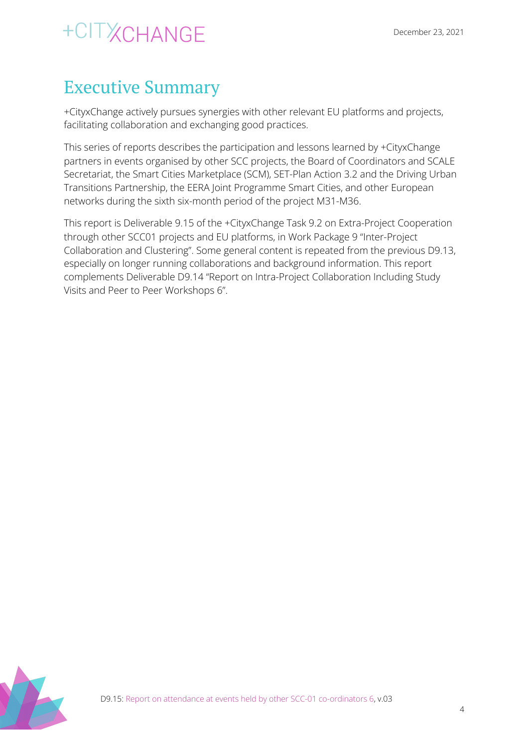# Executive Summary

+CityxChange actively pursues synergies with other relevant EU platforms and projects, facilitating collaboration and exchanging good practices.

This series of reports describes the participation and lessons learned by +CityxChange partners in events organised by other SCC projects, the Board of Coordinators and SCALE Secretariat, the Smart Cities Marketplace (SCM), SET-Plan Action 3.2 and the Driving Urban Transitions Partnership, the EERA Joint Programme Smart Cities, and other European networks during the sixth six-month period of the project M31-M36.

This report is Deliverable 9.15 of the +CityxChange Task 9.2 on Extra-Project Cooperation through other SCC01 projects and EU platforms, in Work Package 9 "Inter-Project Collaboration and Clustering". Some general content is repeated from the previous D9.13, especially on longer running collaborations and background information. This report complements Deliverable D9.14 "Report on Intra-Project Collaboration Including Study Visits and Peer to Peer Workshops 6".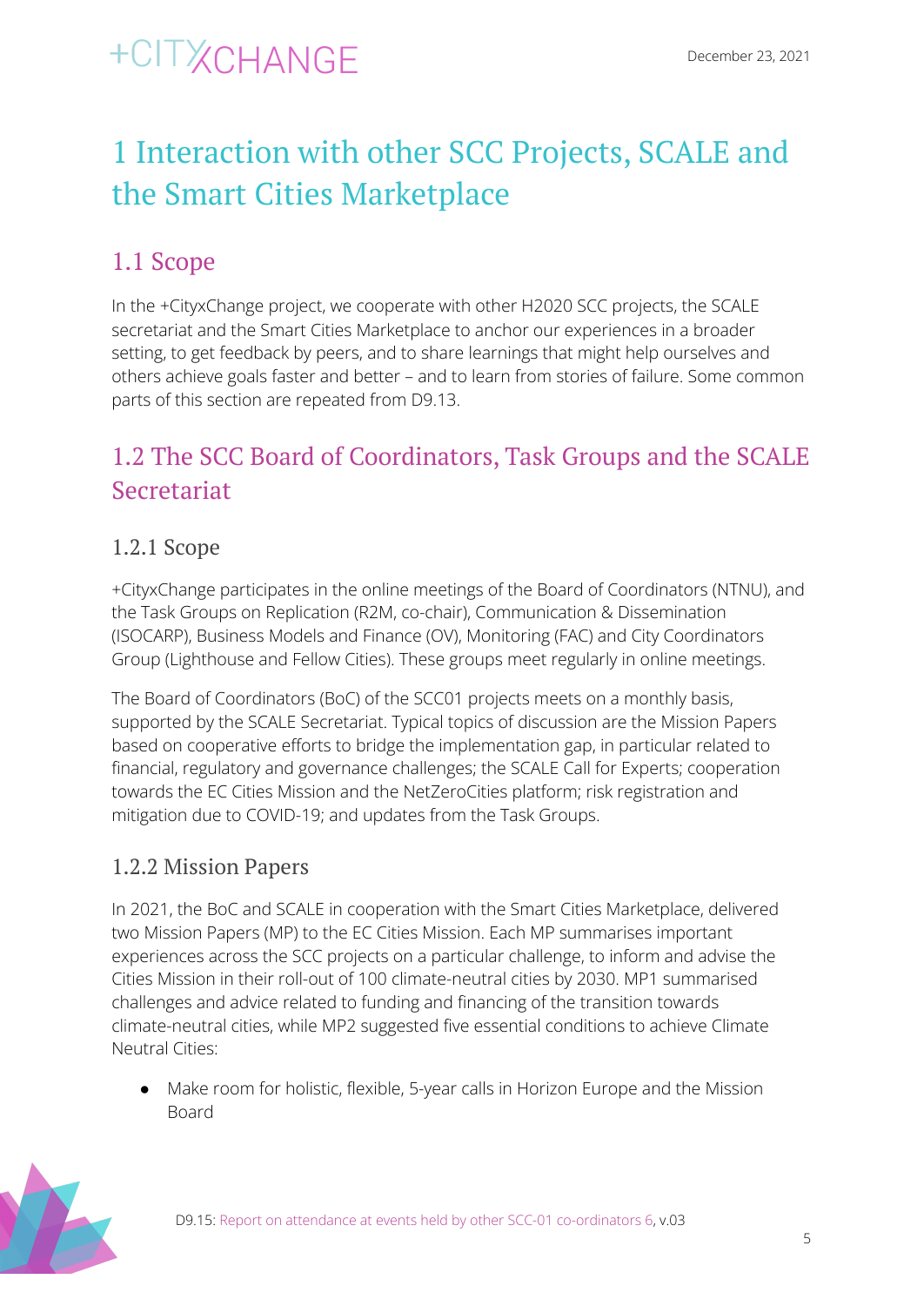# 1 Interaction with other SCC Projects, SCALE and the Smart Cities Marketplace

## 1.1 Scope

In the +CityxChange project, we cooperate with other H2020 SCC projects, the SCALE secretariat and the Smart Cities Marketplace to anchor our experiences in a broader setting, to get feedback by peers, and to share learnings that might help ourselves and others achieve goals faster and better – and to learn from stories of failure. Some common parts of this section are repeated from D9.13.

## 1.2 The SCC Board of Coordinators, Task Groups and the SCALE Secretariat

### 1.2.1 Scope

+CityxChange participates in the online meetings of the Board of Coordinators (NTNU), and the Task Groups on Replication (R2M, co-chair), Communication & Dissemination (ISOCARP), Business Models and Finance (OV), Monitoring (FAC) and City Coordinators Group (Lighthouse and Fellow Cities). These groups meet regularly in online meetings.

The Board of Coordinators (BoC) of the SCC01 projects meets on a monthly basis, supported by the SCALE Secretariat. Typical topics of discussion are the Mission Papers based on cooperative efforts to bridge the implementation gap, in particular related to financial, regulatory and governance challenges; the SCALE Call for Experts; cooperation towards the EC Cities Mission and the NetZeroCities platform; risk registration and mitigation due to COVID-19; and updates from the Task Groups.

### 1.2.2 Mission Papers

In 2021, the BoC and SCALE in cooperation with the Smart Cities Marketplace, delivered two Mission Papers (MP) to the EC Cities Mission. Each MP summarises important experiences across the SCC projects on a particular challenge, to inform and advise the Cities Mission in their roll-out of 100 climate-neutral cities by 2030. MP1 summarised challenges and advice related to funding and financing of the transition towards climate-neutral cities, while MP2 suggested five essential conditions to achieve Climate Neutral Cities:

- Make room for holistic, flexible, 5-year calls in Horizon Europe and the Mission Board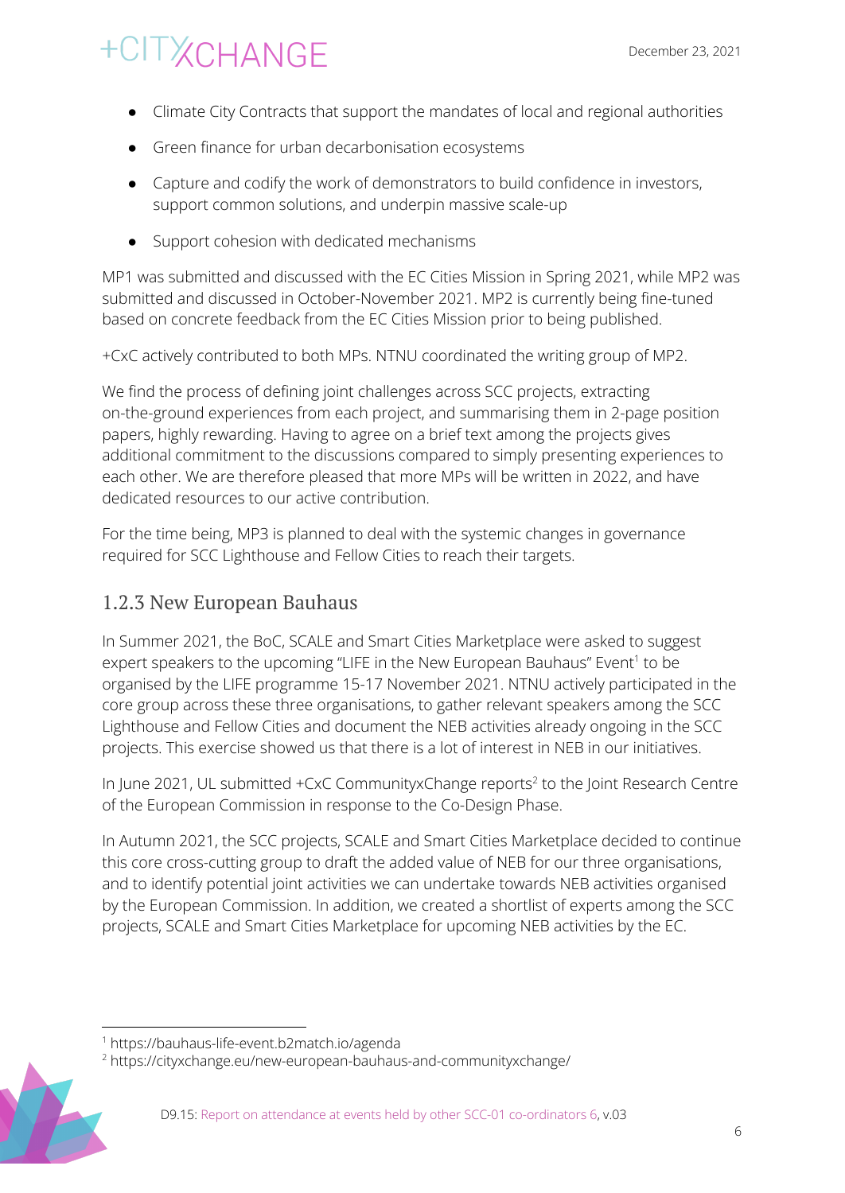- Climate City Contracts that support the mandates of local and regional authorities
- Green finance for urban decarbonisation ecosystems
- Capture and codify the work of demonstrators to build confidence in investors, support common solutions, and underpin massive scale-up
- Support cohesion with dedicated mechanisms

MP1 was submitted and discussed with the EC Cities Mission in Spring 2021, while MP2 was submitted and discussed in October-November 2021. MP2 is currently being fine-tuned based on concrete feedback from the EC Cities Mission prior to being published.

+CxC actively contributed to both MPs. NTNU coordinated the writing group of MP2.

We find the process of defining joint challenges across SCC projects, extracting on-the-ground experiences from each project, and summarising them in 2-page position papers, highly rewarding. Having to agree on a brief text among the projects gives additional commitment to the discussions compared to simply presenting experiences to each other. We are therefore pleased that more MPs will be written in 2022, and have dedicated resources to our active contribution.

For the time being, MP3 is planned to deal with the systemic changes in governance required for SCC Lighthouse and Fellow Cities to reach their targets.

### 1.2.3 New European Bauhaus

In Summer 2021, the BoC, SCALE and Smart Cities Marketplace were asked to suggest expert speakers to the upcoming "LIFE in the New European Bauhaus" Event[1] to be organised by the LIFE programme 15-17 November 2021. NTNU actively participated in the core group across these three organisations, to gather relevant speakers among the SCC Lighthouse and Fellow Cities and document the NEB activities already ongoing in the SCC projects. This exercise showed us that there is a lot of interest in NEB in our initiatives.

In June 2021, UL submitted +CxC CommunityxChange reports[2] to the Joint Research Centre of the European Commission in response to the Co-Design Phase.

In Autumn 2021, the SCC projects, SCALE and Smart Cities Marketplace decided to continue this core cross-cutting group to draft the added value of NEB for our three organisations, and to identify potential joint activities we can undertake towards NEB activities organised by the European Commission. In addition, we created a shortlist of experts among the SCC projects, SCALE and Smart Cities Marketplace for upcoming NEB activities by the EC.

[1] https://bauhaus-life-event.b2match.io/agenda

[2] https://cityxchange.eu/new-european-bauhaus-and-communityxchange/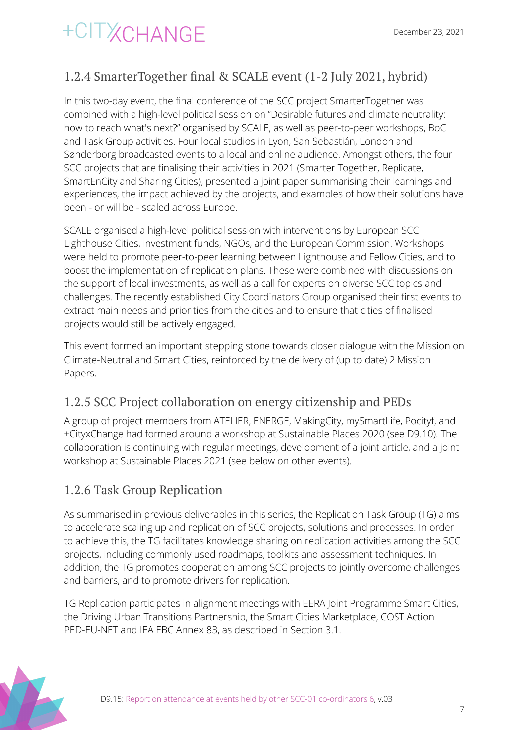### 1.2.4 SmarterTogether final & SCALE event (1-2 July 2021, hybrid)

In this two-day event, the final conference of the SCC project SmarterTogether was combined with a high-level political session on "Desirable futures and climate neutrality: how to reach what's next?" organised by SCALE, as well as peer-to-peer workshops, BoC and Task Group activities. Four local studios in Lyon, San Sebastián, London and Sønderborg broadcasted events to a local and online audience. Amongst others, the four SCC projects that are finalising their activities in 2021 (Smarter Together, Replicate, SmartEnCity and Sharing Cities), presented a joint paper summarising their learnings and experiences, the impact achieved by the projects, and examples of how their solutions have been - or will be - scaled across Europe.

SCALE organised a high-level political session with interventions by European SCC Lighthouse Cities, investment funds, NGOs, and the European Commission. Workshops were held to promote peer-to-peer learning between Lighthouse and Fellow Cities, and to boost the implementation of replication plans. These were combined with discussions on the support of local investments, as well as a call for experts on diverse SCC topics and challenges. The recently established City Coordinators Group organised their first events to extract main needs and priorities from the cities and to ensure that cities of finalised projects would still be actively engaged.

This event formed an important stepping stone towards closer dialogue with the Mission on Climate-Neutral and Smart Cities, reinforced by the delivery of (up to date) 2 Mission Papers.

### 1.2.5 SCC Project collaboration on energy citizenship and PEDs

A group of project members from ATELIER, ENERGE, MakingCity, mySmartLife, Pocityf, and +CityxChange had formed around a workshop at Sustainable Places 2020 (see D9.10). The collaboration is continuing with regular meetings, development of a joint article, and a joint workshop at Sustainable Places 2021 (see below on other events).

### 1.2.6 Task Group Replication

As summarised in previous deliverables in this series, the Replication Task Group (TG) aims to accelerate scaling up and replication of SCC projects, solutions and processes. In order to achieve this, the TG facilitates knowledge sharing on replication activities among the SCC projects, including commonly used roadmaps, toolkits and assessment techniques. In addition, the TG promotes cooperation among SCC projects to jointly overcome challenges and barriers, and to promote drivers for replication.

TG Replication participates in alignment meetings with EERA Joint Programme Smart Cities, the Driving Urban Transitions Partnership, the Smart Cities Marketplace, COST Action PED-EU-NET and IEA EBC Annex 83, as described in Section 3.1.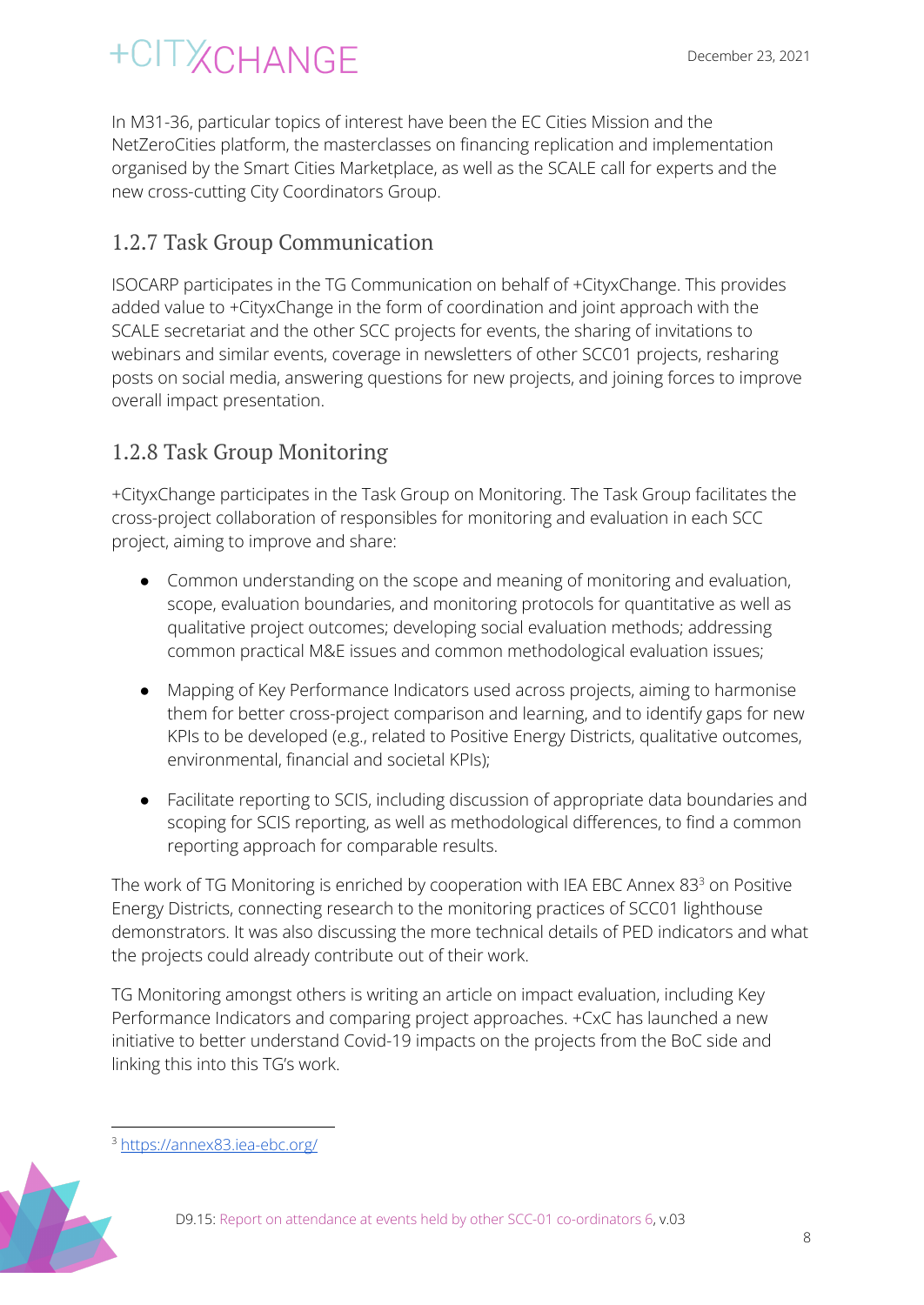In M31-36, particular topics of interest have been the EC Cities Mission and the NetZeroCities platform, the masterclasses on financing replication and implementation organised by the Smart Cities Marketplace, as well as the SCALE call for experts and the new cross-cutting City Coordinators Group.

### 1.2.7 Task Group Communication

ISOCARP participates in the TG Communication on behalf of +CityxChange. This provides added value to +CityxChange in the form of coordination and joint approach with the SCALE secretariat and the other SCC projects for events, the sharing of invitations to webinars and similar events, coverage in newsletters of other SCC01 projects, resharing posts on social media, answering questions for new projects, and joining forces to improve overall impact presentation.

### 1.2.8 Task Group Monitoring

+CityxChange participates in the Task Group on Monitoring. The Task Group facilitates the cross-project collaboration of responsibles for monitoring and evaluation in each SCC project, aiming to improve and share:

- Common understanding on the scope and meaning of monitoring and evaluation, scope, evaluation boundaries, and monitoring protocols for quantitative as well as qualitative project outcomes; developing social evaluation methods; addressing common practical M&E issues and common methodological evaluation issues;
- Mapping of Key Performance Indicators used across projects, aiming to harmonise them for better cross-project comparison and learning, and to identify gaps for new KPIs to be developed (e.g., related to Positive Energy Districts, qualitative outcomes, environmental, financial and societal KPIs);
- Facilitate reporting to SCIS, including discussion of appropriate data boundaries and scoping for SCIS reporting, as well as methodological differences, to find a common reporting approach for comparable results.

The work of TG Monitoring is enriched by cooperation with IEA EBC Annex 83[3] on Positive Energy Districts, connecting research to the monitoring practices of SCC01 lighthouse demonstrators. It was also discussing the more technical details of PED indicators and what the projects could already contribute out of their work.

TG Monitoring amongst others is writing an article on impact evaluation, including Key Performance Indicators and comparing project approaches. +CxC has launched a new initiative to better understand Covid-19 impacts on the projects from the BoC side and linking this into this TG's work.

[3] https://annex83.iea-ebc.org/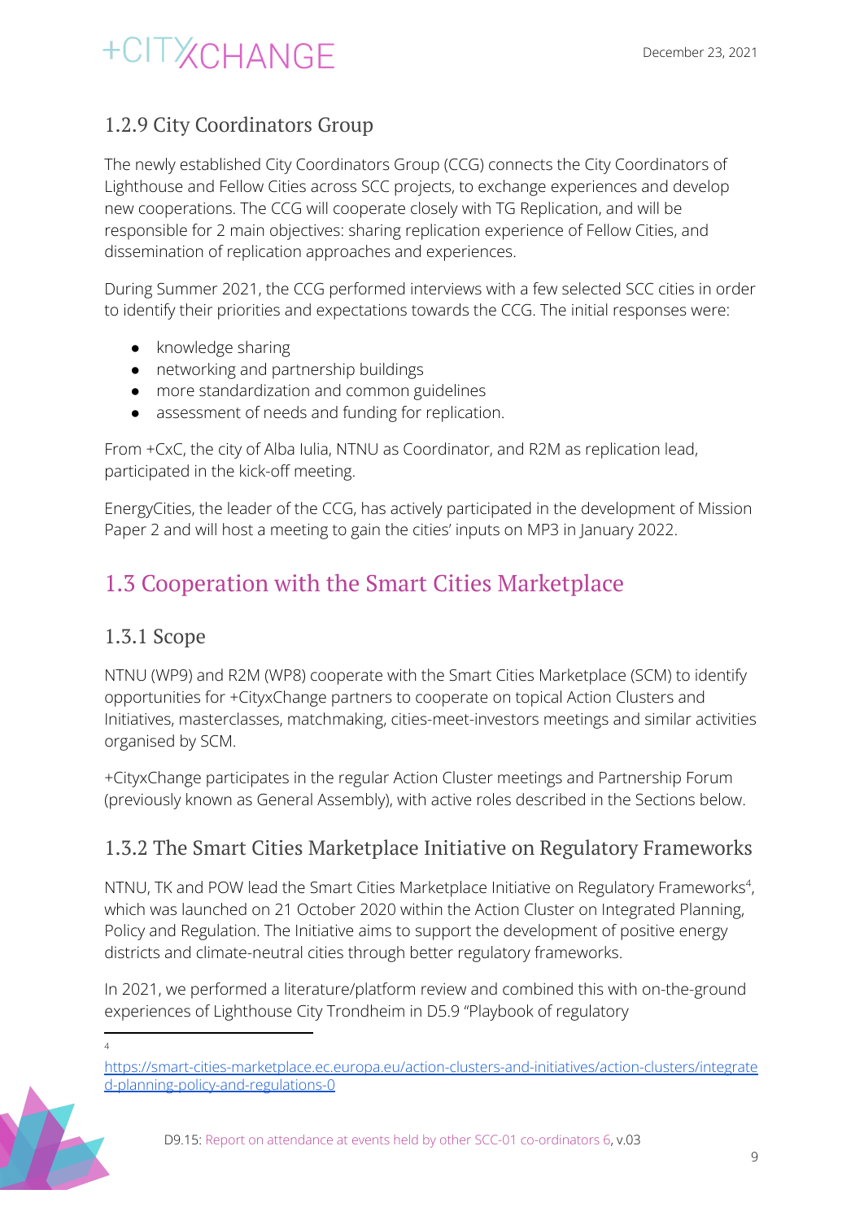### 1.2.9 City Coordinators Group

The newly established City Coordinators Group (CCG) connects the City Coordinators of Lighthouse and Fellow Cities across SCC projects, to exchange experiences and develop new cooperations. The CCG will cooperate closely with TG Replication, and will be responsible for 2 main objectives: sharing replication experience of Fellow Cities, and dissemination of replication approaches and experiences.

During Summer 2021, the CCG performed interviews with a few selected SCC cities in order to identify their priorities and expectations towards the CCG. The initial responses were:

- knowledge sharing
- networking and partnership buildings
- more standardization and common guidelines
- assessment of needs and funding for replication.

From +CxC, the city of Alba Iulia, NTNU as Coordinator, and R2M as replication lead, participated in the kick-off meeting.

EnergyCities, the leader of the CCG, has actively participated in the development of Mission Paper 2 and will host a meeting to gain the cities' inputs on MP3 in January 2022.

## 1.3 Cooperation with the Smart Cities Marketplace

### 1.3.1 Scope

NTNU (WP9) and R2M (WP8) cooperate with the Smart Cities Marketplace (SCM) to identify opportunities for +CityxChange partners to cooperate on topical Action Clusters and Initiatives, masterclasses, matchmaking, cities-meet-investors meetings and similar activities organised by SCM.

+CityxChange participates in the regular Action Cluster meetings and Partnership Forum (previously known as General Assembly), with active roles described in the Sections below.

### 1.3.2 The Smart Cities Marketplace Initiative on Regulatory Frameworks

NTNU, TK and POW lead the Smart Cities Marketplace Initiative on Regulatory Frameworks[4], which was launched on 21 October 2020 within the Action Cluster on Integrated Planning, Policy and Regulation. The Initiative aims to support the development of positive energy districts and climate-neutral cities through better regulatory frameworks.

In 2021, we performed a literature/platform review and combined this with on-the-ground experiences of Lighthouse City Trondheim in D5.9 "Playbook of regulatory

[4] https://smart-cities-marketplace.ec.europa.eu/action-clusters-and-initiatives/action-clusters/integrated-planning-policy-and-regulations-0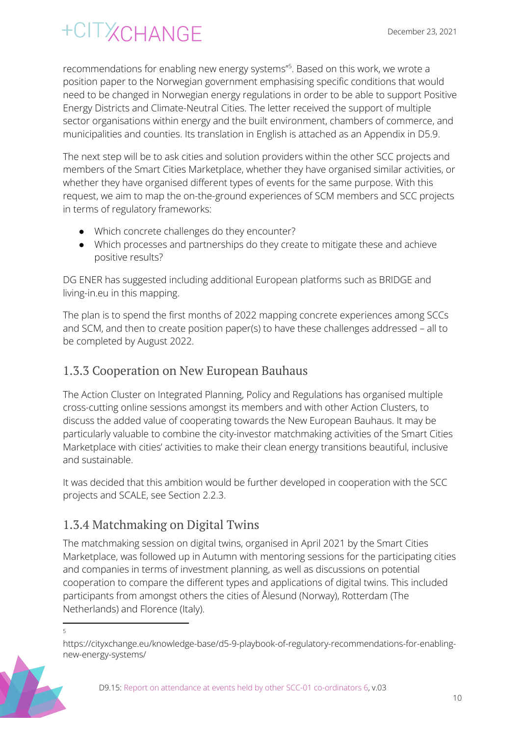recommendations for enabling new energy systems"[5]. Based on this work, we wrote a position paper to the Norwegian government emphasising specific conditions that would need to be changed in Norwegian energy regulations in order to be able to support Positive Energy Districts and Climate-Neutral Cities. The letter received the support of multiple sector organisations within energy and the built environment, chambers of commerce, and municipalities and counties. Its translation in English is attached as an Appendix in D5.9.

The next step will be to ask cities and solution providers within the other SCC projects and members of the Smart Cities Marketplace, whether they have organised similar activities, or whether they have organised different types of events for the same purpose. With this request, we aim to map the on-the-ground experiences of SCM members and SCC projects in terms of regulatory frameworks:

- Which concrete challenges do they encounter?
- Which processes and partnerships do they create to mitigate these and achieve positive results?

DG ENER has suggested including additional European platforms such as BRIDGE and living-in.eu in this mapping.

The plan is to spend the first months of 2022 mapping concrete experiences among SCCs and SCM, and then to create position paper(s) to have these challenges addressed – all to be completed by August 2022.

### 1.3.3 Cooperation on New European Bauhaus

The Action Cluster on Integrated Planning, Policy and Regulations has organised multiple cross-cutting online sessions amongst its members and with other Action Clusters, to discuss the added value of cooperating towards the New European Bauhaus. It may be particularly valuable to combine the city-investor matchmaking activities of the Smart Cities Marketplace with cities' activities to make their clean energy transitions beautiful, inclusive and sustainable.

It was decided that this ambition would be further developed in cooperation with the SCC projects and SCALE, see Section 2.2.3.

### 1.3.4 Matchmaking on Digital Twins

The matchmaking session on digital twins, organised in April 2021 by the Smart Cities Marketplace, was followed up in Autumn with mentoring sessions for the participating cities and companies in terms of investment planning, as well as discussions on potential cooperation to compare the different types and applications of digital twins. This included participants from amongst others the cities of Ålesund (Norway), Rotterdam (The Netherlands) and Florence (Italy).

[5] https://cityxchange.eu/knowledge-base/d5-9-playbook-of-regulatory-recommendations-for-enabling-new-energy-systems/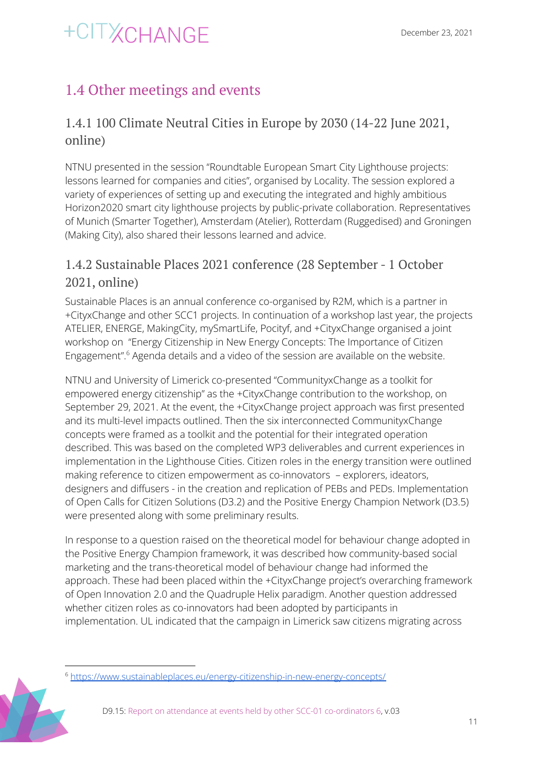## 1.4 Other meetings and events

### 1.4.1 100 Climate Neutral Cities in Europe by 2030 (14-22 June 2021, online)

NTNU presented in the session "Roundtable European Smart City Lighthouse projects: lessons learned for companies and cities", organised by Locality. The session explored a variety of experiences of setting up and executing the integrated and highly ambitious Horizon2020 smart city lighthouse projects by public-private collaboration. Representatives of Munich (Smarter Together), Amsterdam (Atelier), Rotterdam (Ruggedised) and Groningen (Making City), also shared their lessons learned and advice.

### 1.4.2 Sustainable Places 2021 conference (28 September - 1 October 2021, online)

Sustainable Places is an annual conference co-organised by R2M, which is a partner in +CityxChange and other SCC1 projects. In continuation of a workshop last year, the projects ATELIER, ENERGE, MakingCity, mySmartLife, Pocityf, and +CityxChange organised a joint workshop on "Energy Citizenship in New Energy Concepts: The Importance of Citizen Engagement".[6] Agenda details and a video of the session are available on the website.

NTNU and University of Limerick co-presented "CommunityxChange as a toolkit for empowered energy citizenship" as the +CityxChange contribution to the workshop, on September 29, 2021. At the event, the +CityxChange project approach was first presented and its multi-level impacts outlined. Then the six interconnected CommunityxChange concepts were framed as a toolkit and the potential for their integrated operation described. This was based on the completed WP3 deliverables and current experiences in implementation in the Lighthouse Cities. Citizen roles in the energy transition were outlined making reference to citizen empowerment as co-innovators – explorers, ideators, designers and diffusers - in the creation and replication of PEBs and PEDs. Implementation of Open Calls for Citizen Solutions (D3.2) and the Positive Energy Champion Network (D3.5) were presented along with some preliminary results.

In response to a question raised on the theoretical model for behaviour change adopted in the Positive Energy Champion framework, it was described how community-based social marketing and the trans-theoretical model of behaviour change had informed the approach. These had been placed within the +CityxChange project's overarching framework of Open Innovation 2.0 and the Quadruple Helix paradigm. Another question addressed whether citizen roles as co-innovators had been adopted by participants in implementation. UL indicated that the campaign in Limerick saw citizens migrating across

[6] https://www.sustainableplaces.eu/energy-citizenship-in-new-energy-concepts/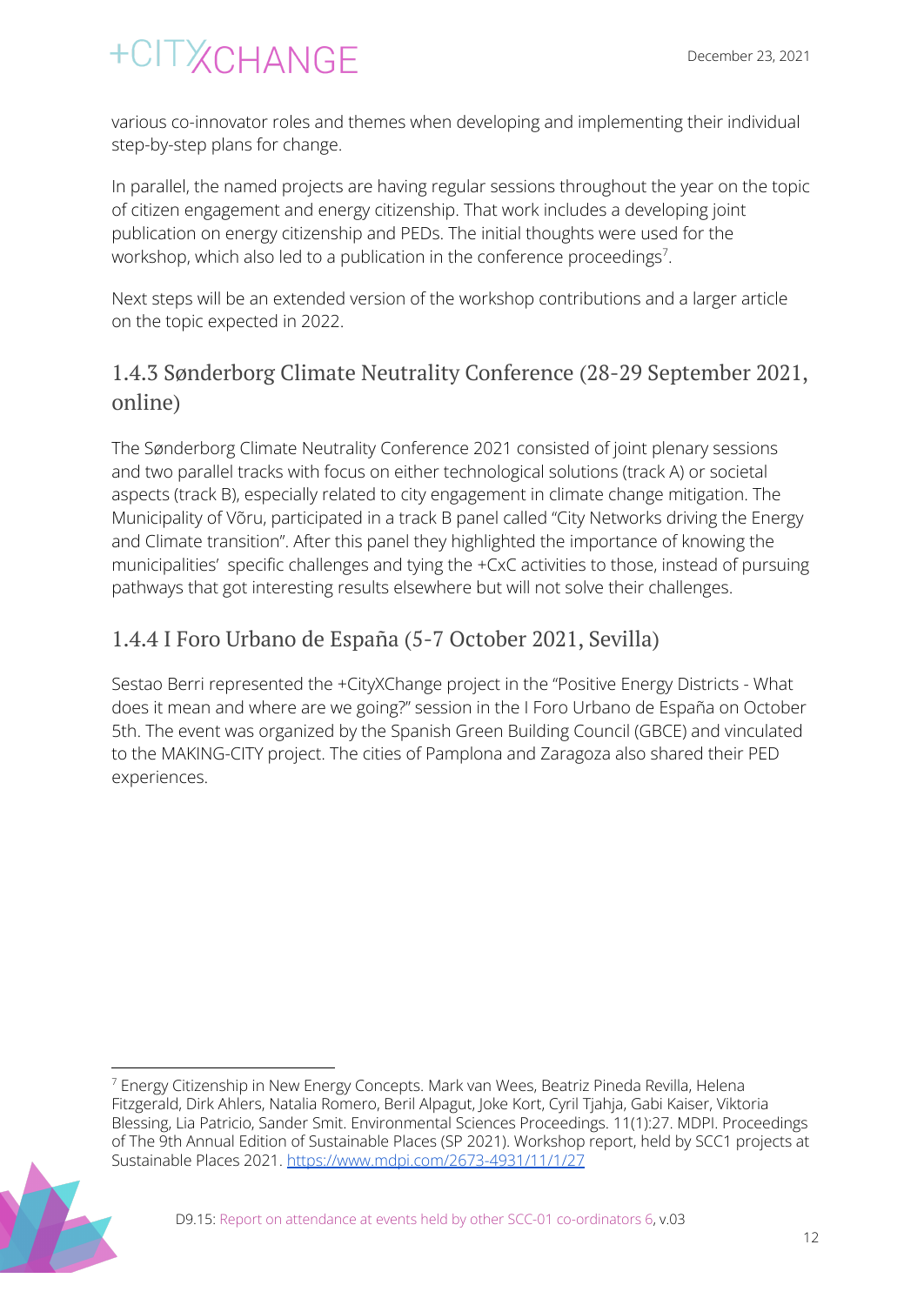various co-innovator roles and themes when developing and implementing their individual step-by-step plans for change.

In parallel, the named projects are having regular sessions throughout the year on the topic of citizen engagement and energy citizenship. That work includes a developing joint publication on energy citizenship and PEDs. The initial thoughts were used for the workshop, which also led to a publication in the conference proceedings[7].

Next steps will be an extended version of the workshop contributions and a larger article on the topic expected in 2022.

### 1.4.3 Sønderborg Climate Neutrality Conference (28-29 September 2021, online)

The Sønderborg Climate Neutrality Conference 2021 consisted of joint plenary sessions and two parallel tracks with focus on either technological solutions (track A) or societal aspects (track B), especially related to city engagement in climate change mitigation. The Municipality of Võru, participated in a track B panel called "City Networks driving the Energy and Climate transition". After this panel they highlighted the importance of knowing the municipalities' specific challenges and tying the +CxC activities to those, instead of pursuing pathways that got interesting results elsewhere but will not solve their challenges.

### 1.4.4 I Foro Urbano de España (5-7 October 2021, Sevilla)

Sestao Berri represented the +CityXChange project in the "Positive Energy Districts - What does it mean and where are we going?" session in the I Foro Urbano de España on October 5th. The event was organized by the Spanish Green Building Council (GBCE) and vinculated to the MAKING-CITY project. The cities of Pamplona and Zaragoza also shared their PED experiences.

---

[7] Energy Citizenship in New Energy Concepts. Mark van Wees, Beatriz Pineda Revilla, Helena Fitzgerald, Dirk Ahlers, Natalia Romero, Beril Alpagut, Joke Kort, Cyril Tjahja, Gabi Kaiser, Viktoria Blessing, Lia Patricio, Sander Smit. Environmental Sciences Proceedings. 11(1):27. MDPI. Proceedings of The 9th Annual Edition of Sustainable Places (SP 2021). Workshop report, held by SCC1 projects at Sustainable Places 2021. https://www.mdpi.com/2673-4931/11/1/27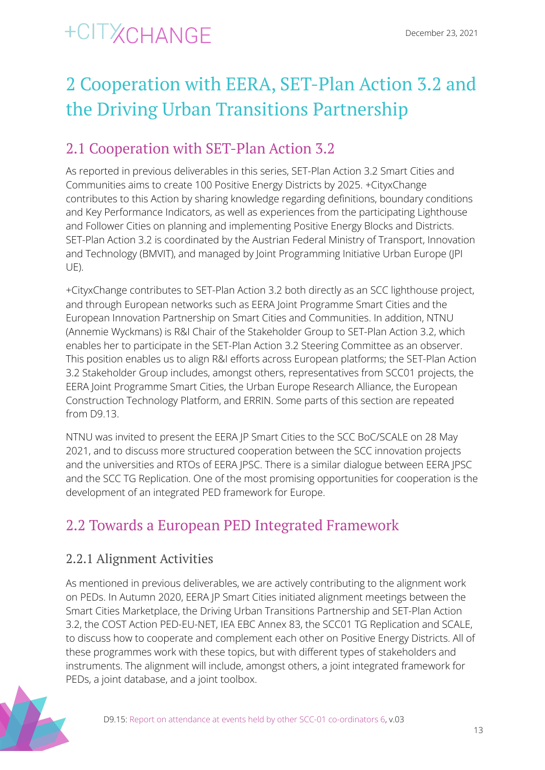# 2 Cooperation with EERA, SET-Plan Action 3.2 and the Driving Urban Transitions Partnership

## 2.1 Cooperation with SET-Plan Action 3.2

As reported in previous deliverables in this series, SET-Plan Action 3.2 Smart Cities and Communities aims to create 100 Positive Energy Districts by 2025. +CityxChange contributes to this Action by sharing knowledge regarding definitions, boundary conditions and Key Performance Indicators, as well as experiences from the participating Lighthouse and Follower Cities on planning and implementing Positive Energy Blocks and Districts. SET-Plan Action 3.2 is coordinated by the Austrian Federal Ministry of Transport, Innovation and Technology (BMVIT), and managed by Joint Programming Initiative Urban Europe (JPI UE).

+CityxChange contributes to SET-Plan Action 3.2 both directly as an SCC lighthouse project, and through European networks such as EERA Joint Programme Smart Cities and the European Innovation Partnership on Smart Cities and Communities. In addition, NTNU (Annemie Wyckmans) is R&I Chair of the Stakeholder Group to SET-Plan Action 3.2, which enables her to participate in the SET-Plan Action 3.2 Steering Committee as an observer. This position enables us to align R&I efforts across European platforms; the SET-Plan Action 3.2 Stakeholder Group includes, amongst others, representatives from SCC01 projects, the EERA Joint Programme Smart Cities, the Urban Europe Research Alliance, the European Construction Technology Platform, and ERRIN. Some parts of this section are repeated from D9.13.

NTNU was invited to present the EERA JP Smart Cities to the SCC BoC/SCALE on 28 May 2021, and to discuss more structured cooperation between the SCC innovation projects and the universities and RTOs of EERA JPSC. There is a similar dialogue between EERA JPSC and the SCC TG Replication. One of the most promising opportunities for cooperation is the development of an integrated PED framework for Europe.

## 2.2 Towards a European PED Integrated Framework

### 2.2.1 Alignment Activities

As mentioned in previous deliverables, we are actively contributing to the alignment work on PEDs. In Autumn 2020, EERA JP Smart Cities initiated alignment meetings between the Smart Cities Marketplace, the Driving Urban Transitions Partnership and SET-Plan Action 3.2, the COST Action PED-EU-NET, IEA EBC Annex 83, the SCC01 TG Replication and SCALE, to discuss how to cooperate and complement each other on Positive Energy Districts. All of these programmes work with these topics, but with different types of stakeholders and instruments. The alignment will include, amongst others, a joint integrated framework for PEDs, a joint database, and a joint toolbox.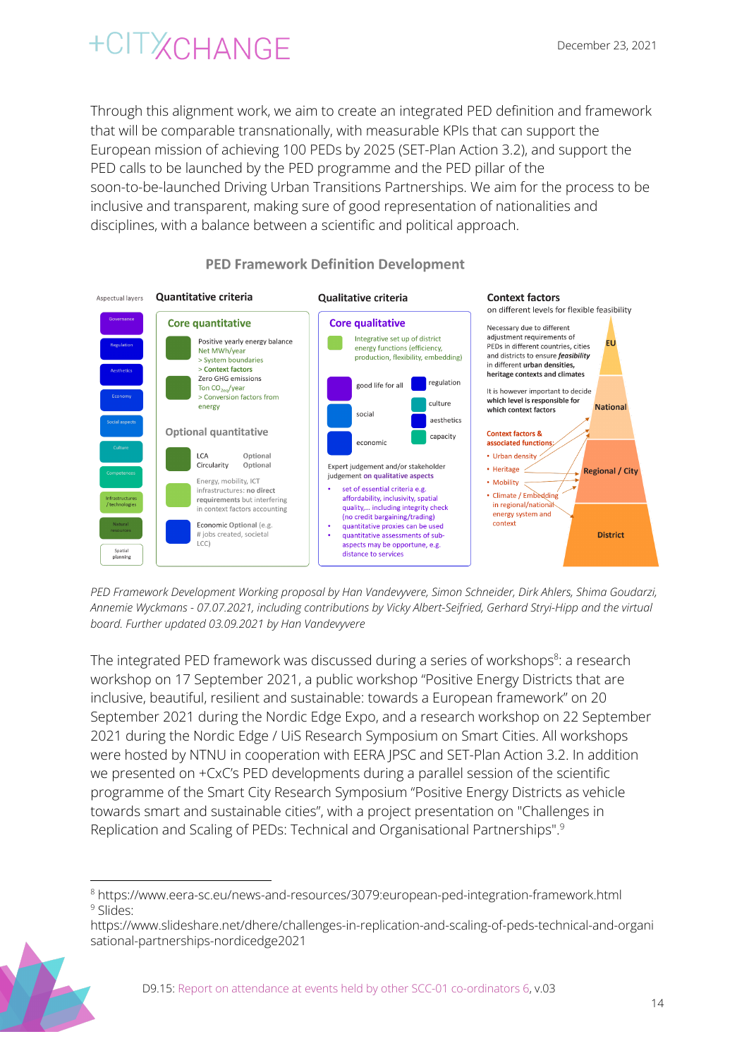Through this alignment work, we aim to create an integrated PED definition and framework that will be comparable transnationally, with measurable KPIs that can support the European mission of achieving 100 PEDs by 2025 (SET-Plan Action 3.2), and support the PED calls to be launched by the PED programme and the PED pillar of the soon-to-be-launched Driving Urban Transitions Partnerships. We aim for the process to be inclusive and transparent, making sure of good representation of nationalities and disciplines, with a balance between a scientific and political approach.

**PED Framework Definition Development**

Aspectual layers: Governance, Regulation, Aesthetics, Economy, Social aspects, Culture, Competences, Infrastructures / technologies, Natural resources, Spatial planning

**Quantitative criteria**

Core quantitative
- Positive yearly energy balance — Net MWh/year — > System boundaries — > Context factors
- Zero GHG emissions — Ton $CO_{2eq}$/year — > Conversion factors from energy

Optional quantitative
- LCA: Optional
- Circularity: Optional
- Energy, mobility, ICT infrastructures: no direct requirements but interfering in context factors accounting
- Economic Optional (e.g. # jobs created, societal LCC)

**Qualitative criteria**

Core qualitative
- Integrative set up of district energy functions (efficiency, production, flexibility, embedding)
- good life for all: regulation, culture, aesthetics, capacity
- social
- economic

Expert judgement and/or stakeholder judgement on qualitative aspects
- set of essential criteria e.g. affordability, inclusivity, spatial quality,… including integrity check (no credit bargaining/trading)
- quantitative proxies can be used
- qualitative assessments of sub-aspects may be opportune, e.g. distance to services

**Context factors**
on different levels for flexible feasibility

Necessary due to different adjustment requirements of PEDs in different countries, cities and districts to ensure *feasibility* in different urban densities, heritage contexts and climates

It is however important to decide which level is responsible for which context factors

Context factors & associated functions:
- Urban density
- Heritage
- Mobility
- Climate / Embedding in regional/national energy system and context

Levels: EU, National, Regional / City, District

*PED Framework Development Working proposal by Han Vandevyvere, Simon Schneider, Dirk Ahlers, Shima Goudarzi, Annemie Wyckmans - 07.07.2021, including contributions by Vicky Albert-Seifried, Gerhard Stryi-Hipp and the virtual board. Further updated 03.09.2021 by Han Vandevyvere*

The integrated PED framework was discussed during a series of workshops[8]: a research workshop on 17 September 2021, a public workshop "Positive Energy Districts that are inclusive, beautiful, resilient and sustainable: towards a European framework" on 20 September 2021 during the Nordic Edge Expo, and a research workshop on 22 September 2021 during the Nordic Edge / UiS Research Symposium on Smart Cities. All workshops were hosted by NTNU in cooperation with EERA JPSC and SET-Plan Action 3.2. In addition we presented on +CxC's PED developments during a parallel session of the scientific programme of the Smart City Research Symposium "Positive Energy Districts as vehicle towards smart and sustainable cities", with a project presentation on "Challenges in Replication and Scaling of PEDs: Technical and Organisational Partnerships".[9]

---

[8] https://www.eera-sc.eu/news-and-resources/3079:european-ped-integration-framework.html

[9] Slides: https://www.slideshare.net/dhere/challenges-in-replication-and-scaling-of-peds-technical-and-organisational-partnerships-nordicedge2021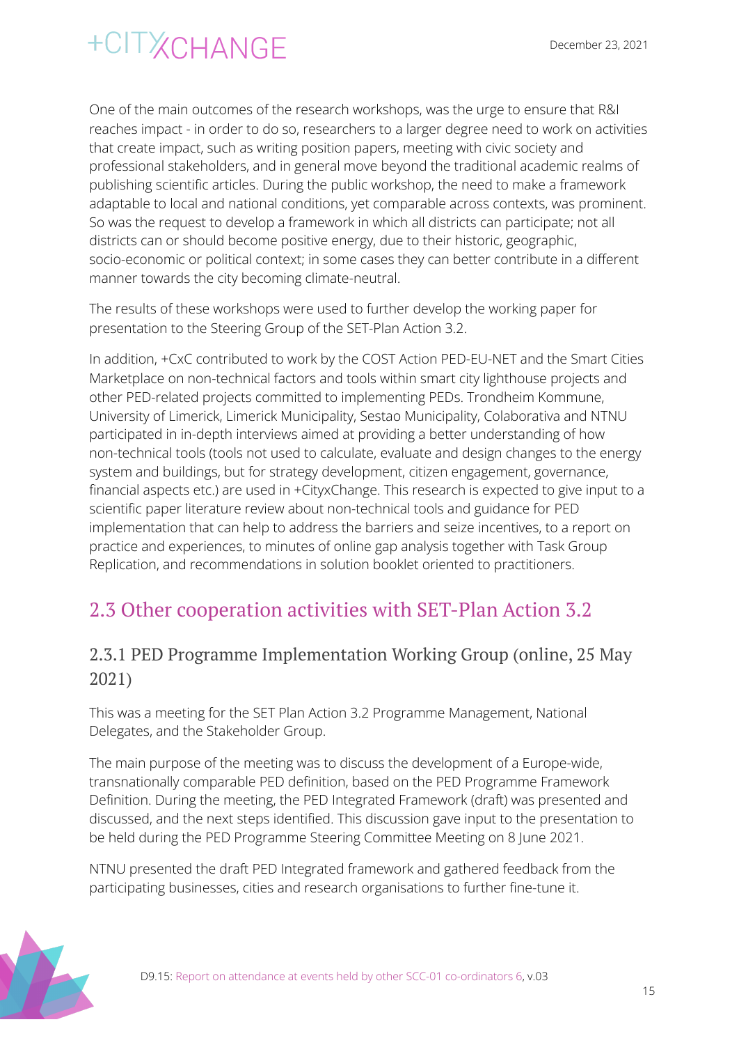One of the main outcomes of the research workshops, was the urge to ensure that R&I reaches impact - in order to do so, researchers to a larger degree need to work on activities that create impact, such as writing position papers, meeting with civic society and professional stakeholders, and in general move beyond the traditional academic realms of publishing scientific articles. During the public workshop, the need to make a framework adaptable to local and national conditions, yet comparable across contexts, was prominent. So was the request to develop a framework in which all districts can participate; not all districts can or should become positive energy, due to their historic, geographic, socio-economic or political context; in some cases they can better contribute in a different manner towards the city becoming climate-neutral.

The results of these workshops were used to further develop the working paper for presentation to the Steering Group of the SET-Plan Action 3.2.

In addition, +CxC contributed to work by the COST Action PED-EU-NET and the Smart Cities Marketplace on non-technical factors and tools within smart city lighthouse projects and other PED-related projects committed to implementing PEDs. Trondheim Kommune, University of Limerick, Limerick Municipality, Sestao Municipality, Colaborativa and NTNU participated in in-depth interviews aimed at providing a better understanding of how non-technical tools (tools not used to calculate, evaluate and design changes to the energy system and buildings, but for strategy development, citizen engagement, governance, financial aspects etc.) are used in +CityxChange. This research is expected to give input to a scientific paper literature review about non-technical tools and guidance for PED implementation that can help to address the barriers and seize incentives, to a report on practice and experiences, to minutes of online gap analysis together with Task Group Replication, and recommendations in solution booklet oriented to practitioners.

## 2.3 Other cooperation activities with SET-Plan Action 3.2

### 2.3.1 PED Programme Implementation Working Group (online, 25 May 2021)

This was a meeting for the SET Plan Action 3.2 Programme Management, National Delegates, and the Stakeholder Group.

The main purpose of the meeting was to discuss the development of a Europe-wide, transnationally comparable PED definition, based on the PED Programme Framework Definition. During the meeting, the PED Integrated Framework (draft) was presented and discussed, and the next steps identified. This discussion gave input to the presentation to be held during the PED Programme Steering Committee Meeting on 8 June 2021.

NTNU presented the draft PED Integrated framework and gathered feedback from the participating businesses, cities and research organisations to further fine-tune it.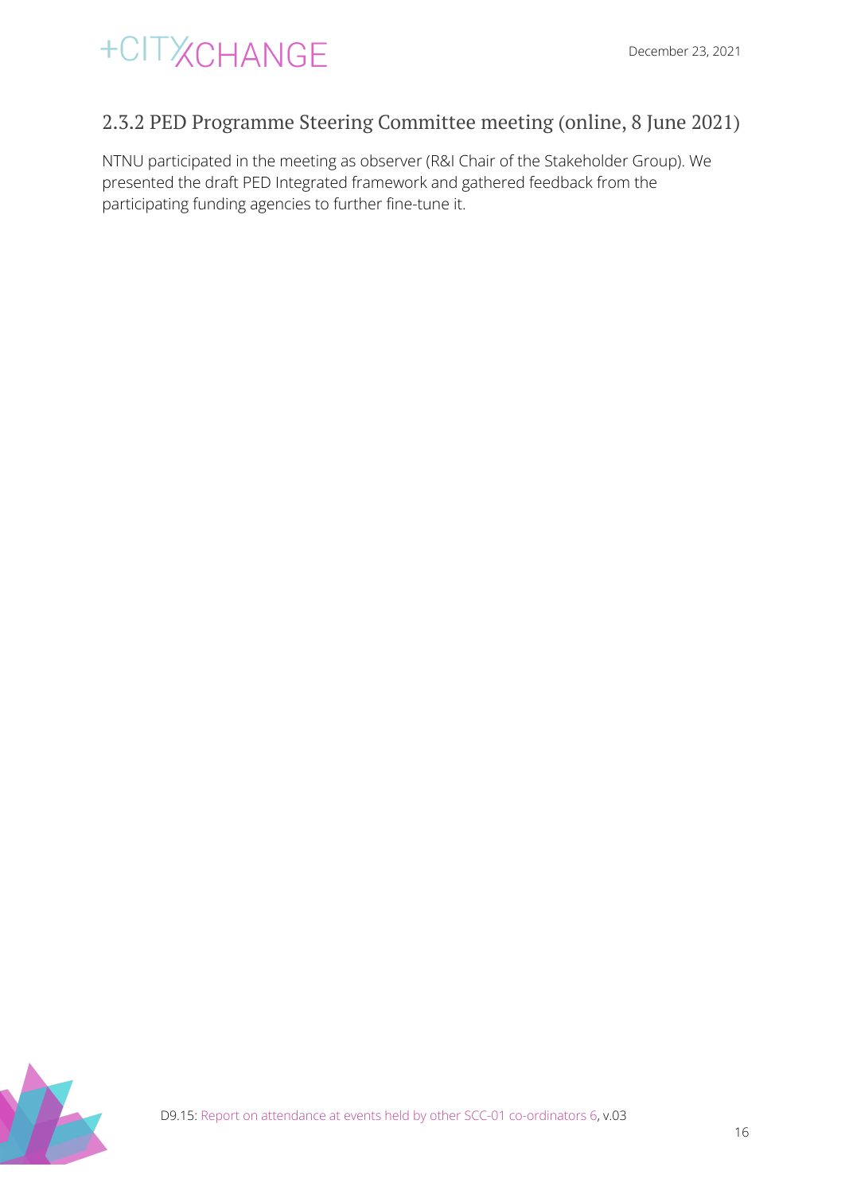### 2.3.2 PED Programme Steering Committee meeting (online, 8 June 2021)

NTNU participated in the meeting as observer (R&I Chair of the Stakeholder Group). We presented the draft PED Integrated framework and gathered feedback from the participating funding agencies to further fine-tune it.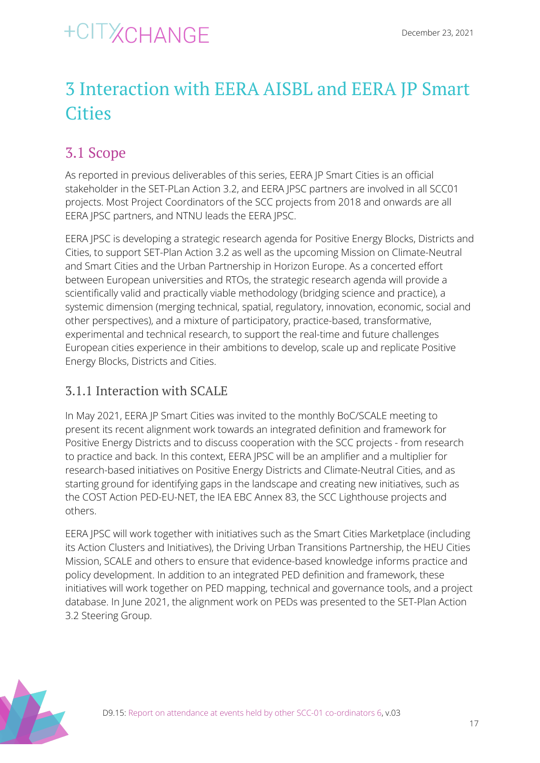# 3 Interaction with EERA AISBL and EERA JP Smart Cities

## 3.1 Scope

As reported in previous deliverables of this series, EERA JP Smart Cities is an official stakeholder in the SET-PLan Action 3.2, and EERA JPSC partners are involved in all SCC01 projects. Most Project Coordinators of the SCC projects from 2018 and onwards are all EERA JPSC partners, and NTNU leads the EERA JPSC.

EERA JPSC is developing a strategic research agenda for Positive Energy Blocks, Districts and Cities, to support SET-Plan Action 3.2 as well as the upcoming Mission on Climate-Neutral and Smart Cities and the Urban Partnership in Horizon Europe. As a concerted effort between European universities and RTOs, the strategic research agenda will provide a scientifically valid and practically viable methodology (bridging science and practice), a systemic dimension (merging technical, spatial, regulatory, innovation, economic, social and other perspectives), and a mixture of participatory, practice-based, transformative, experimental and technical research, to support the real-time and future challenges European cities experience in their ambitions to develop, scale up and replicate Positive Energy Blocks, Districts and Cities.

### 3.1.1 Interaction with SCALE

In May 2021, EERA JP Smart Cities was invited to the monthly BoC/SCALE meeting to present its recent alignment work towards an integrated definition and framework for Positive Energy Districts and to discuss cooperation with the SCC projects - from research to practice and back. In this context, EERA JPSC will be an amplifier and a multiplier for research-based initiatives on Positive Energy Districts and Climate-Neutral Cities, and as starting ground for identifying gaps in the landscape and creating new initiatives, such as the COST Action PED-EU-NET, the IEA EBC Annex 83, the SCC Lighthouse projects and others.

EERA JPSC will work together with initiatives such as the Smart Cities Marketplace (including its Action Clusters and Initiatives), the Driving Urban Transitions Partnership, the HEU Cities Mission, SCALE and others to ensure that evidence-based knowledge informs practice and policy development. In addition to an integrated PED definition and framework, these initiatives will work together on PED mapping, technical and governance tools, and a project database. In June 2021, the alignment work on PEDs was presented to the SET-Plan Action 3.2 Steering Group.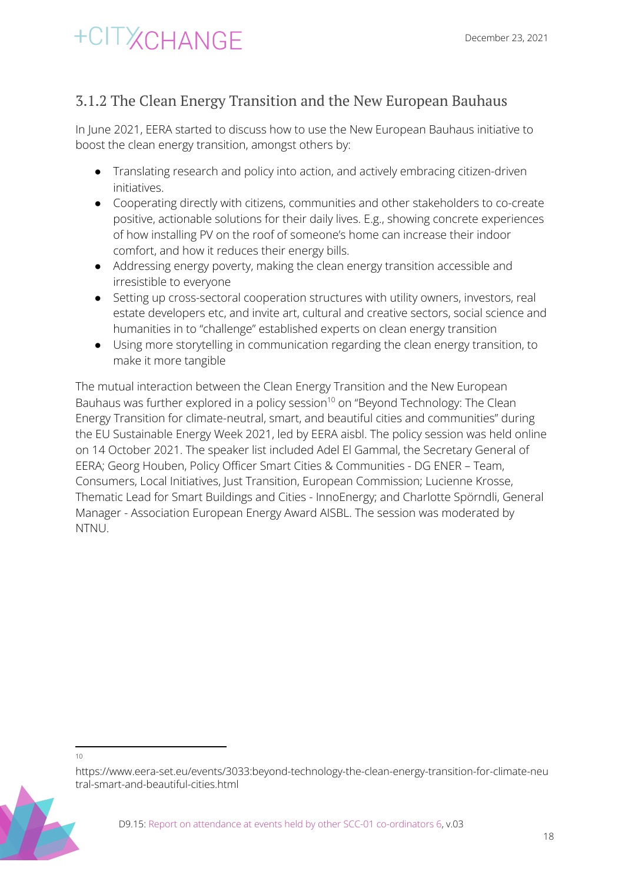### 3.1.2 The Clean Energy Transition and the New European Bauhaus

In June 2021, EERA started to discuss how to use the New European Bauhaus initiative to boost the clean energy transition, amongst others by:

- Translating research and policy into action, and actively embracing citizen-driven initiatives.
- Cooperating directly with citizens, communities and other stakeholders to co-create positive, actionable solutions for their daily lives. E.g., showing concrete experiences of how installing PV on the roof of someone's home can increase their indoor comfort, and how it reduces their energy bills.
- Addressing energy poverty, making the clean energy transition accessible and irresistible to everyone
- Setting up cross-sectoral cooperation structures with utility owners, investors, real estate developers etc, and invite art, cultural and creative sectors, social science and humanities in to "challenge" established experts on clean energy transition
- Using more storytelling in communication regarding the clean energy transition, to make it more tangible

The mutual interaction between the Clean Energy Transition and the New European Bauhaus was further explored in a policy session[10] on "Beyond Technology: The Clean Energy Transition for climate-neutral, smart, and beautiful cities and communities" during the EU Sustainable Energy Week 2021, led by EERA aisbl. The policy session was held online on 14 October 2021. The speaker list included Adel El Gammal, the Secretary General of EERA; Georg Houben, Policy Officer Smart Cities & Communities - DG ENER – Team, Consumers, Local Initiatives, Just Transition, European Commission; Lucienne Krosse, Thematic Lead for Smart Buildings and Cities - InnoEnergy; and Charlotte Spörndli, General Manager - Association European Energy Award AISBL. The session was moderated by NTNU.

---

[10] https://www.eera-set.eu/events/3033:beyond-technology-the-clean-energy-transition-for-climate-neutral-smart-and-beautiful-cities.html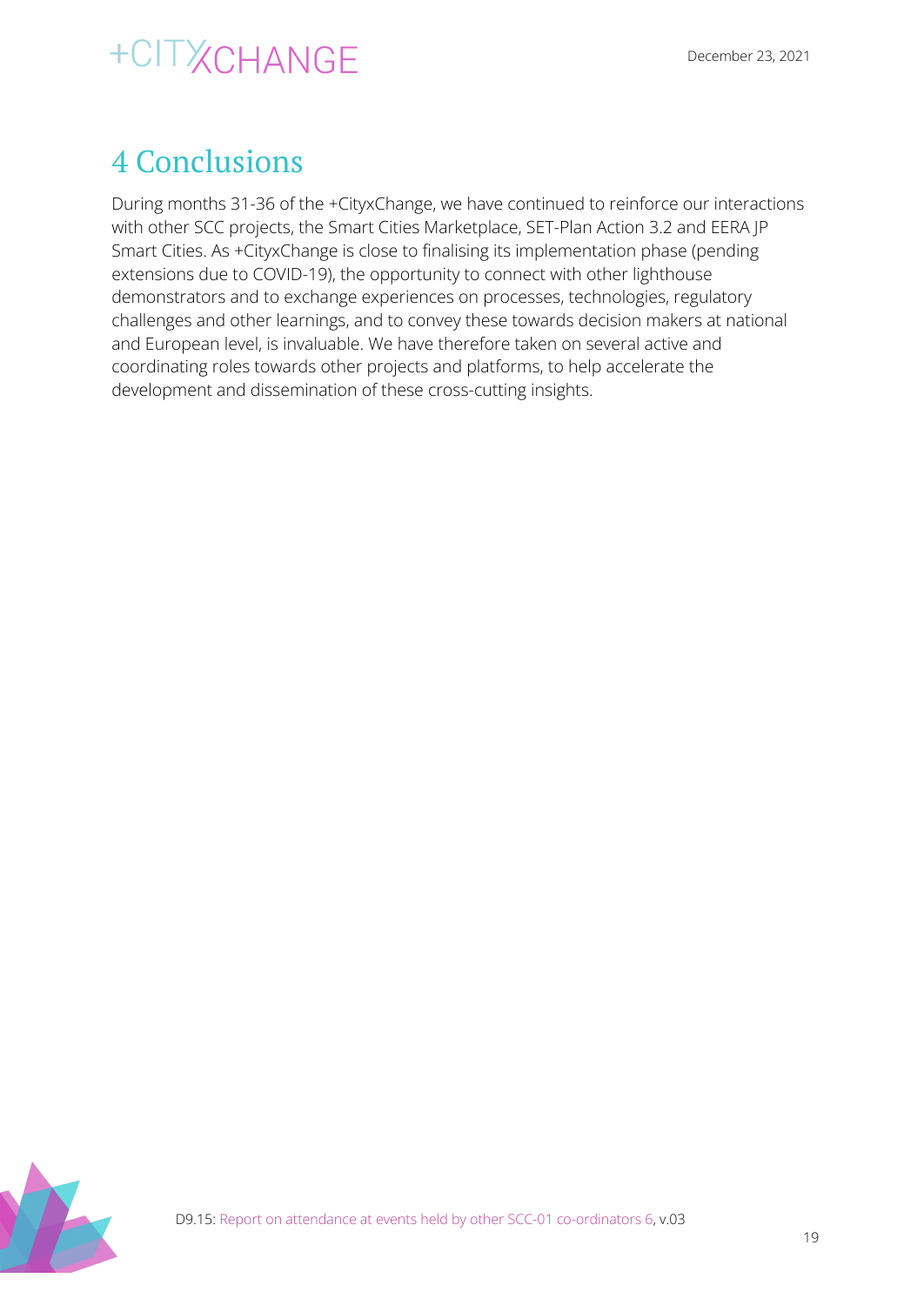# 4 Conclusions

During months 31-36 of the +CityxChange, we have continued to reinforce our interactions with other SCC projects, the Smart Cities Marketplace, SET-Plan Action 3.2 and EERA JP Smart Cities. As +CityxChange is close to finalising its implementation phase (pending extensions due to COVID-19), the opportunity to connect with other lighthouse demonstrators and to exchange experiences on processes, technologies, regulatory challenges and other learnings, and to convey these towards decision makers at national and European level, is invaluable. We have therefore taken on several active and coordinating roles towards other projects and platforms, to help accelerate the development and dissemination of these cross-cutting insights.